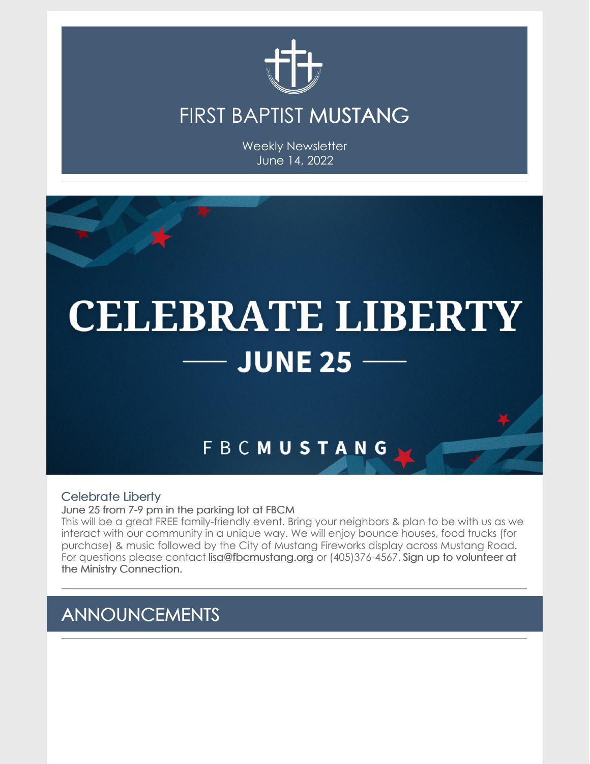# FIRST BAPTIST MUSTANG

Weekly Newsletter
June 14, 2022

CELEBRATE LIBERTY
— JUNE 25 —

FBCMUSTANG

## Celebrate Liberty

June 25 from 7-9 pm in the parking lot at FBCM

This will be a great FREE family-friendly event. Bring your neighbors & plan to be with us as we interact with our community in a unique way. We will enjoy bounce houses, food trucks (for purchase) & music followed by the City of Mustang Fireworks display across Mustang Road. For questions please contact lisa@fbcmustang.org or (405)376-4567. Sign up to volunteer at the Ministry Connection.

## ANNOUNCEMENTS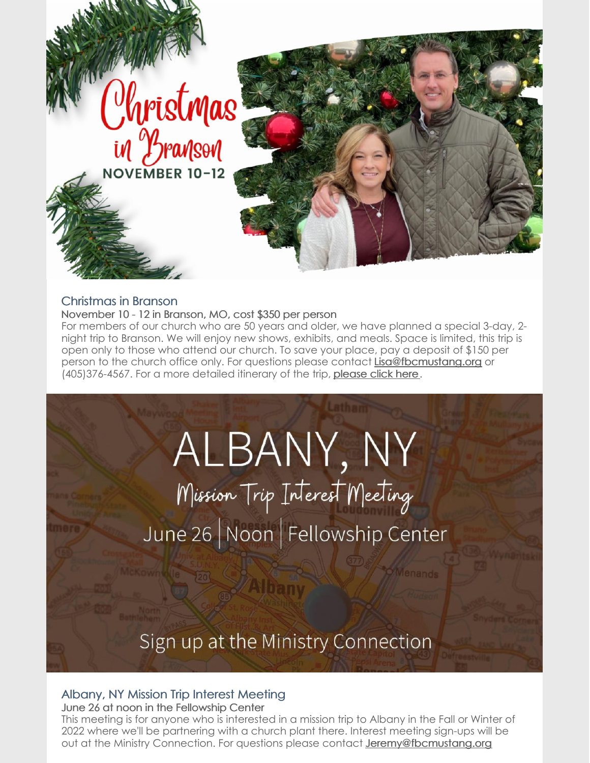# Christmas in Branson

NOVEMBER 10-12

## Christmas in Branson

November 10 - 12 in Branson, MO, cost $350 per person

For members of our church who are 50 years and older, we have planned a special 3-day, 2-night trip to Branson. We will enjoy new shows, exhibits, and meals. Space is limited, this trip is open only to those who attend our church. To save your place, pay a deposit of $150 per person to the church office only. For questions please contact Lisa@fbcmustang.org or (405)376-4567. For a more detailed itinerary of the trip, please click here.

# ALBANY, NY

Mission Trip Interest Meeting

June 26 | Noon | Fellowship Center

Sign up at the Ministry Connection

## Albany, NY Mission Trip Interest Meeting

June 26 at noon in the Fellowship Center

This meeting is for anyone who is interested in a mission trip to Albany in the Fall or Winter of 2022 where we'll be partnering with a church plant there. Interest meeting sign-ups will be out at the Ministry Connection. For questions please contact Jeremy@fbcmustang.org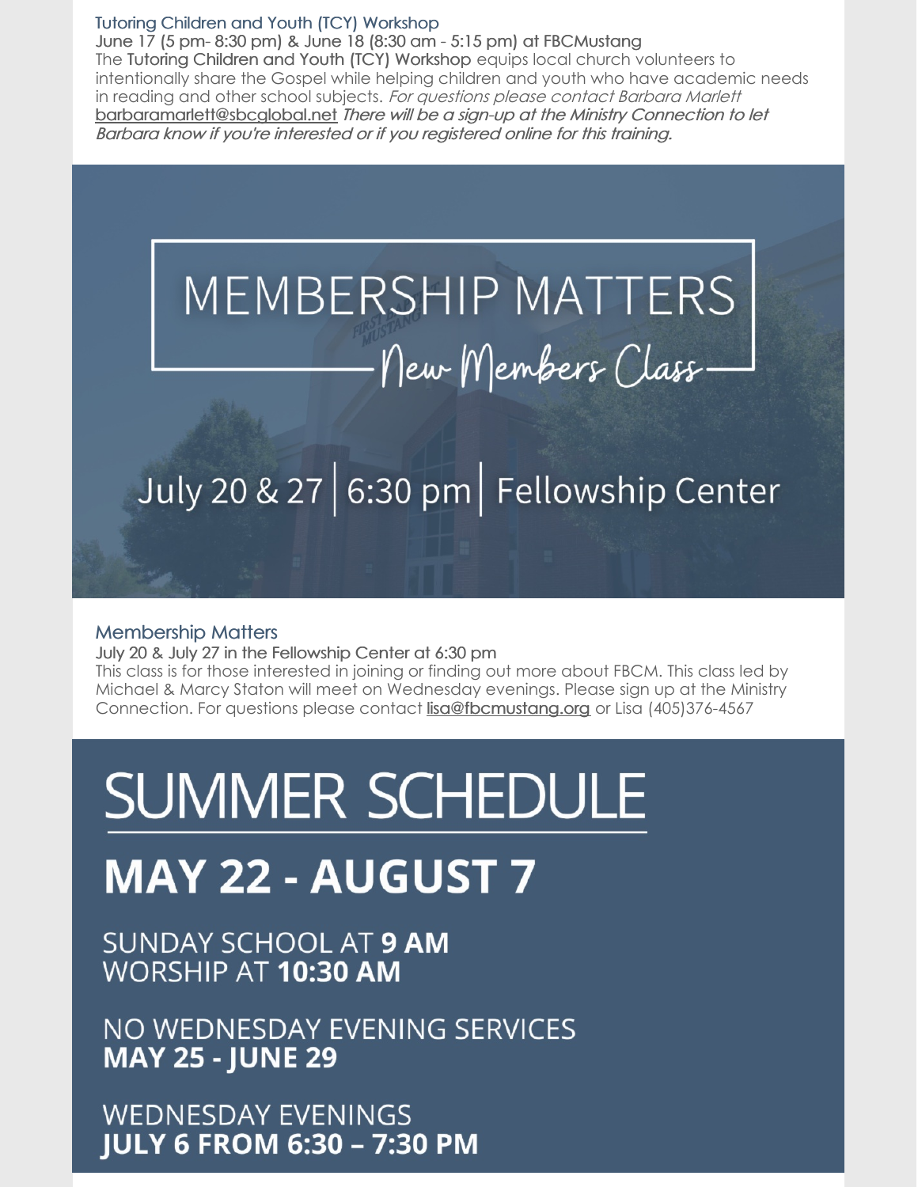### Tutoring Children and Youth (TCY) Workshop

June 17 (5 pm- 8:30 pm) & June 18 (8:30 am - 5:15 pm) at FBCMustang

The Tutoring Children and Youth (TCY) Workshop equips local church volunteers to intentionally share the Gospel while helping children and youth who have academic needs in reading and other school subjects. *For questions please contact Barbara Marlett* barbaramarlett@sbcglobal.net *There will be a sign-up at the Ministry Connection to let Barbara know if you're interested or if you registered online for this training.*

# MEMBERSHIP MATTERS

*New Members Class*

July 20 & 27 | 6:30 pm | Fellowship Center

### Membership Matters

July 20 & July 27 in the Fellowship Center at 6:30 pm

This class is for those interested in joining or finding out more about FBCM. This class led by Michael & Marcy Staton will meet on Wednesday evenings. Please sign up at the Ministry Connection. For questions please contact lisa@fbcmustang.org or Lisa (405)376-4567

# SUMMER SCHEDULE

## MAY 22 - AUGUST 7

SUNDAY SCHOOL AT **9 AM**
WORSHIP AT **10:30 AM**

NO WEDNESDAY EVENING SERVICES
**MAY 25 - JUNE 29**

WEDNESDAY EVENINGS
**JULY 6 FROM 6:30 – 7:30 PM**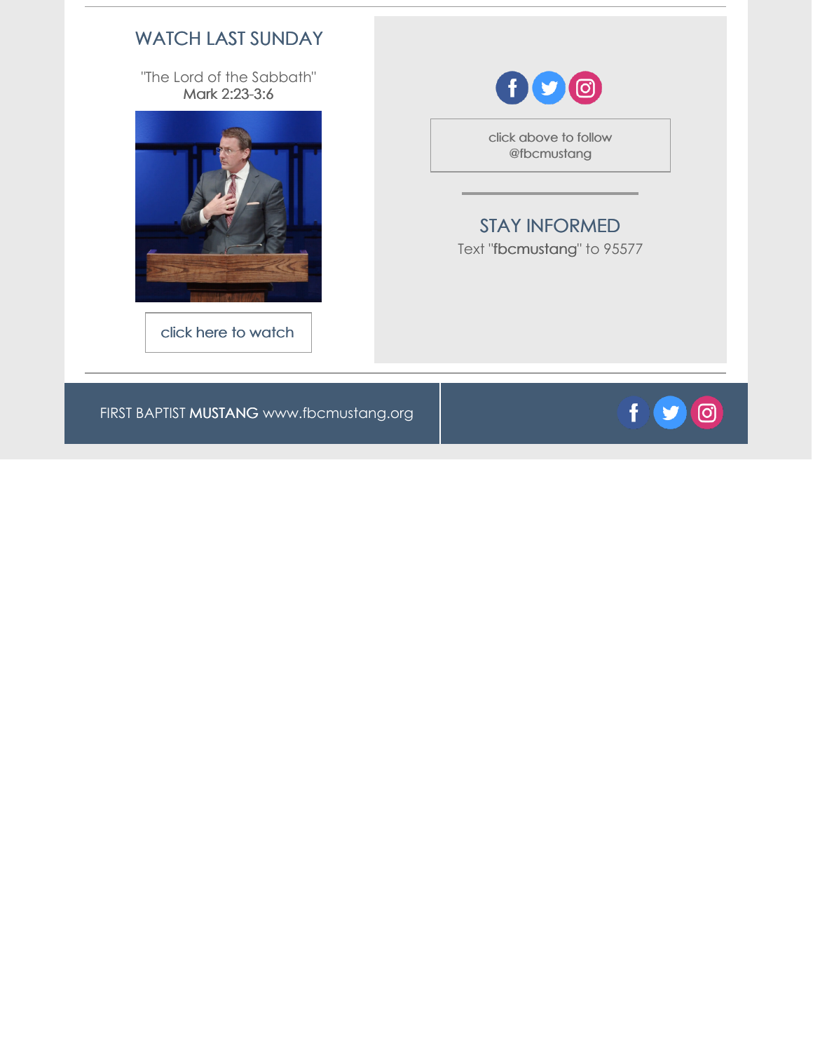## WATCH LAST SUNDAY

"The Lord of the Sabbath"
Mark 2:23-3:6

click here to watch

click above to follow
@fbcmustang

## STAY INFORMED

Text "**fbcmustang**" to 95577

FIRST BAPTIST **MUSTANG** www.fbcmustang.org